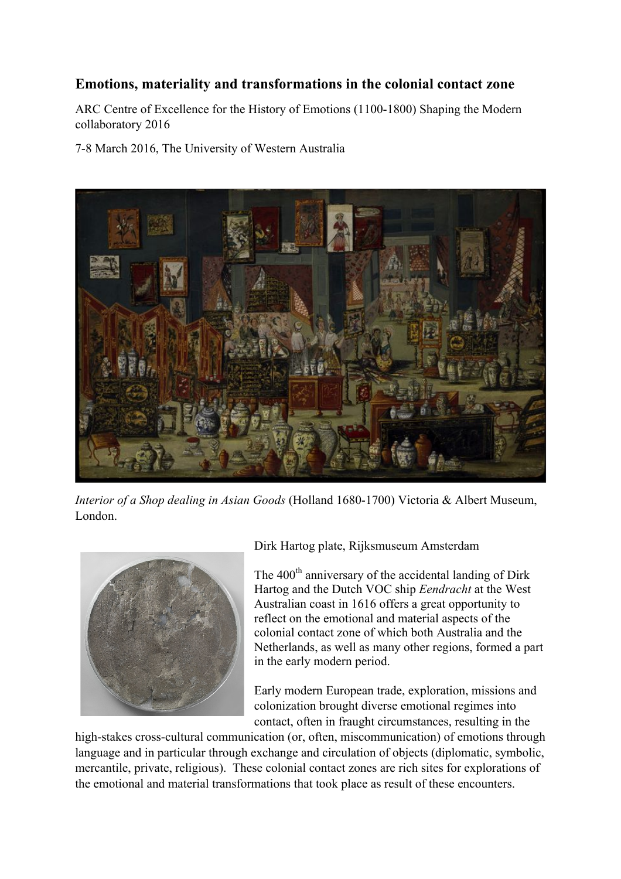## Emotions, materiality and transformations in the colonial contact zone

ARC Centre of Excellence for the History of Emotions (1100-1800) Shaping the Modern collaboratory 2016

7-8 March 2016, The University of Western Australia

*Interior of a Shop dealing in Asian Goods* (Holland 1680-1700) Victoria & Albert Museum, London.

Dirk Hartog plate, Rijksmuseum Amsterdam

The 400th anniversary of the accidental landing of Dirk Hartog and the Dutch VOC ship *Eendracht* at the West Australian coast in 1616 offers a great opportunity to reflect on the emotional and material aspects of the colonial contact zone of which both Australia and the Netherlands, as well as many other regions, formed a part in the early modern period.

Early modern European trade, exploration, missions and colonization brought diverse emotional regimes into contact, often in fraught circumstances, resulting in the high-stakes cross-cultural communication (or, often, miscommunication) of emotions through language and in particular through exchange and circulation of objects (diplomatic, symbolic, mercantile, private, religious). These colonial contact zones are rich sites for explorations of the emotional and material transformations that took place as result of these encounters.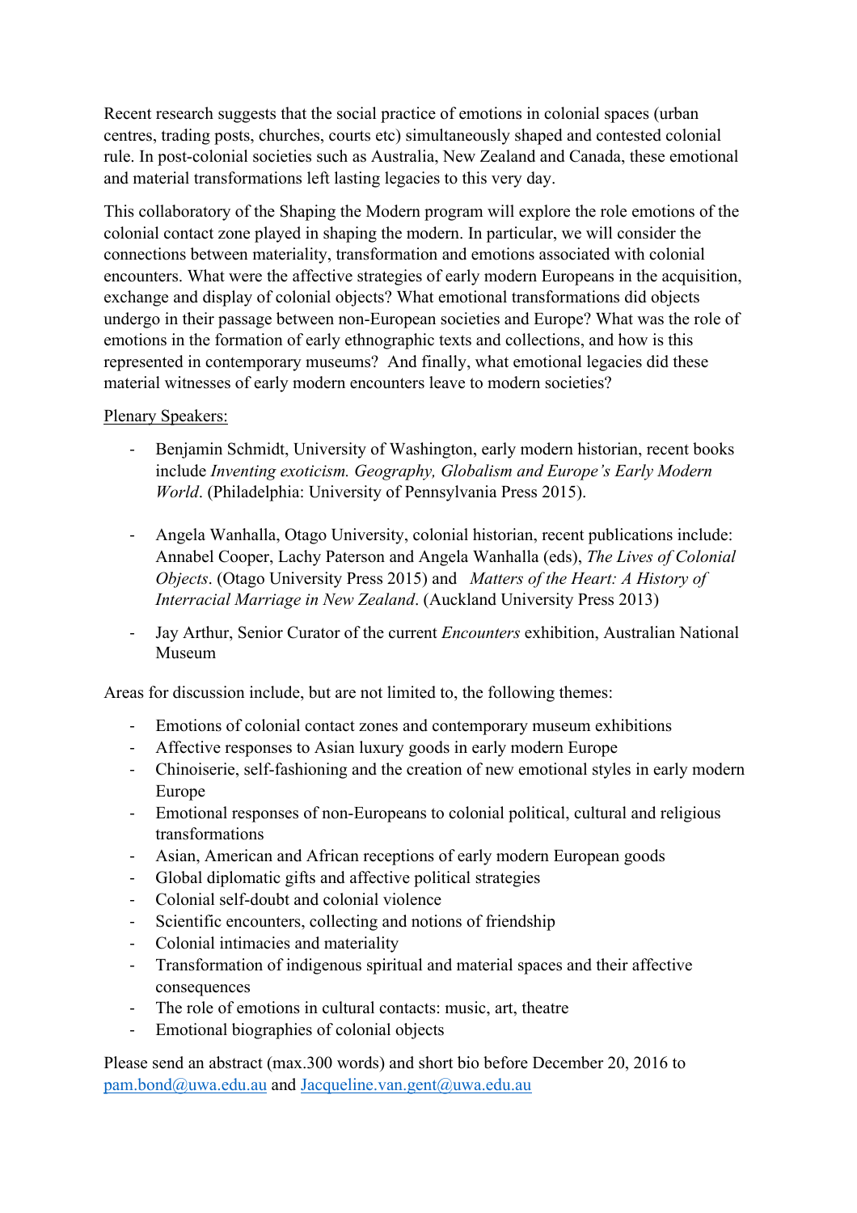Recent research suggests that the social practice of emotions in colonial spaces (urban centres, trading posts, churches, courts etc) simultaneously shaped and contested colonial rule. In post-colonial societies such as Australia, New Zealand and Canada, these emotional and material transformations left lasting legacies to this very day.

This collaboratory of the Shaping the Modern program will explore the role emotions of the colonial contact zone played in shaping the modern. In particular, we will consider the connections between materiality, transformation and emotions associated with colonial encounters. What were the affective strategies of early modern Europeans in the acquisition, exchange and display of colonial objects? What emotional transformations did objects undergo in their passage between non-European societies and Europe? What was the role of emotions in the formation of early ethnographic texts and collections, and how is this represented in contemporary museums? And finally, what emotional legacies did these material witnesses of early modern encounters leave to modern societies?

Plenary Speakers:

- Benjamin Schmidt, University of Washington, early modern historian, recent books include *Inventing exoticism. Geography, Globalism and Europe's Early Modern World*. (Philadelphia: University of Pennsylvania Press 2015).
- Angela Wanhalla, Otago University, colonial historian, recent publications include: Annabel Cooper, Lachy Paterson and Angela Wanhalla (eds), *The Lives of Colonial Objects*. (Otago University Press 2015) and *Matters of the Heart: A History of Interracial Marriage in New Zealand*. (Auckland University Press 2013)
- Jay Arthur, Senior Curator of the current *Encounters* exhibition, Australian National Museum

Areas for discussion include, but are not limited to, the following themes:

- Emotions of colonial contact zones and contemporary museum exhibitions
- Affective responses to Asian luxury goods in early modern Europe
- Chinoiserie, self-fashioning and the creation of new emotional styles in early modern Europe
- Emotional responses of non-Europeans to colonial political, cultural and religious transformations
- Asian, American and African receptions of early modern European goods
- Global diplomatic gifts and affective political strategies
- Colonial self-doubt and colonial violence
- Scientific encounters, collecting and notions of friendship
- Colonial intimacies and materiality
- Transformation of indigenous spiritual and material spaces and their affective consequences
- The role of emotions in cultural contacts: music, art, theatre
- Emotional biographies of colonial objects

Please send an abstract (max.300 words) and short bio before December 20, 2016 to pam.bond@uwa.edu.au and Jacqueline.van.gent@uwa.edu.au